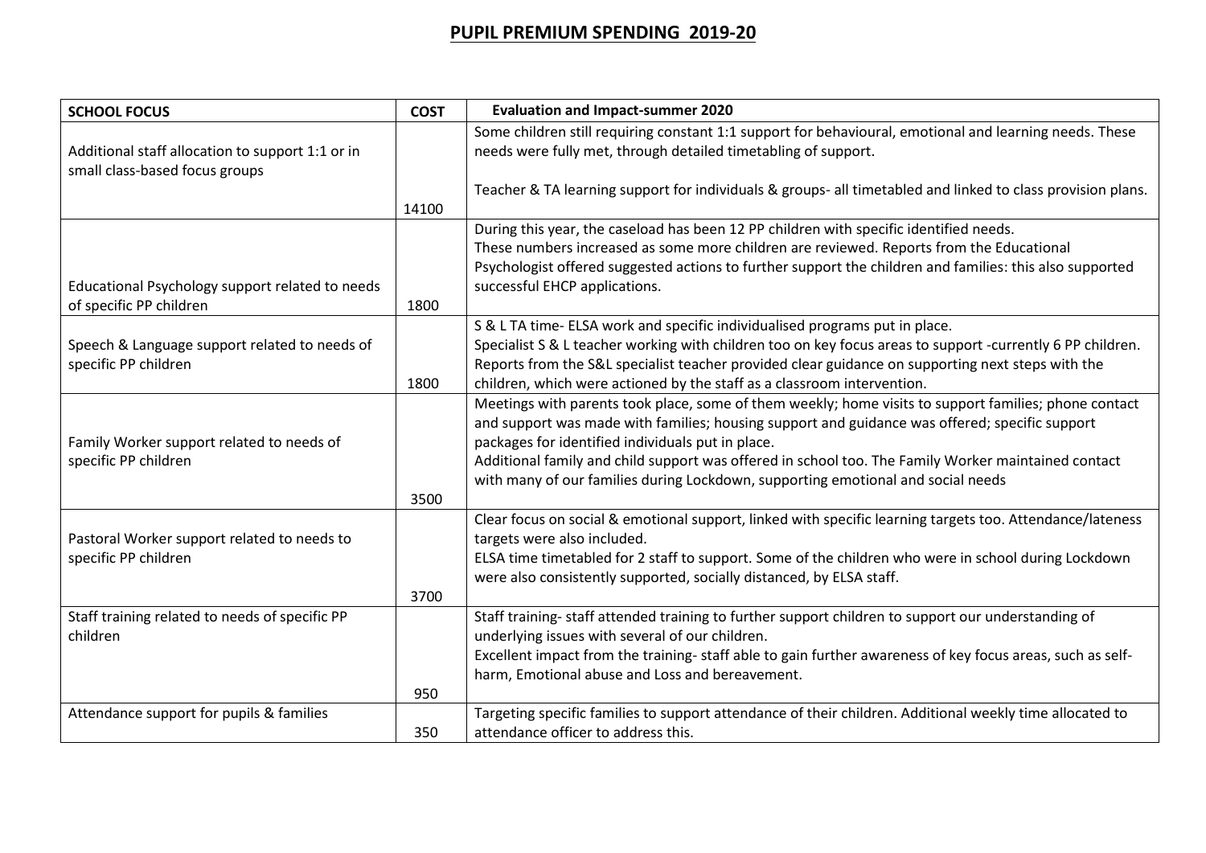# PUPIL PREMIUM SPENDING 2019-20

| SCHOOL FOCUS | COST | Evaluation and Impact-summer 2020 |
|---|---|---|
| Additional staff allocation to support 1:1 or in small class-based focus groups | 14100 | Some children still requiring constant 1:1 support for behavioural, emotional and learning needs. These needs were fully met, through detailed timetabling of support.<br><br>Teacher & TA learning support for individuals & groups- all timetabled and linked to class provision plans. |
| Educational Psychology support related to needs of specific PP children | 1800 | During this year, the caseload has been 12 PP children with specific identified needs.<br>These numbers increased as some more children are reviewed. Reports from the Educational Psychologist offered suggested actions to further support the children and families: this also supported successful EHCP applications. |
| Speech & Language support related to needs of specific PP children | 1800 | S & L TA time- ELSA work and specific individualised programs put in place.<br>Specialist S & L teacher working with children too on key focus areas to support -currently 6 PP children. Reports from the S&L specialist teacher provided clear guidance on supporting next steps with the children, which were actioned by the staff as a classroom intervention. |
| Family Worker support related to needs of specific PP children | 3500 | Meetings with parents took place, some of them weekly; home visits to support families; phone contact and support was made with families; housing support and guidance was offered; specific support packages for identified individuals put in place.<br>Additional family and child support was offered in school too. The Family Worker maintained contact with many of our families during Lockdown, supporting emotional and social needs |
| Pastoral Worker support related to needs to specific PP children | 3700 | Clear focus on social & emotional support, linked with specific learning targets too. Attendance/lateness targets were also included.<br>ELSA time timetabled for 2 staff to support. Some of the children who were in school during Lockdown were also consistently supported, socially distanced, by ELSA staff. |
| Staff training related to needs of specific PP children | 950 | Staff training- staff attended training to further support children to support our understanding of underlying issues with several of our children.<br>Excellent impact from the training- staff able to gain further awareness of key focus areas, such as self-harm, Emotional abuse and Loss and bereavement. |
| Attendance support for pupils & families | 350 | Targeting specific families to support attendance of their children. Additional weekly time allocated to attendance officer to address this. |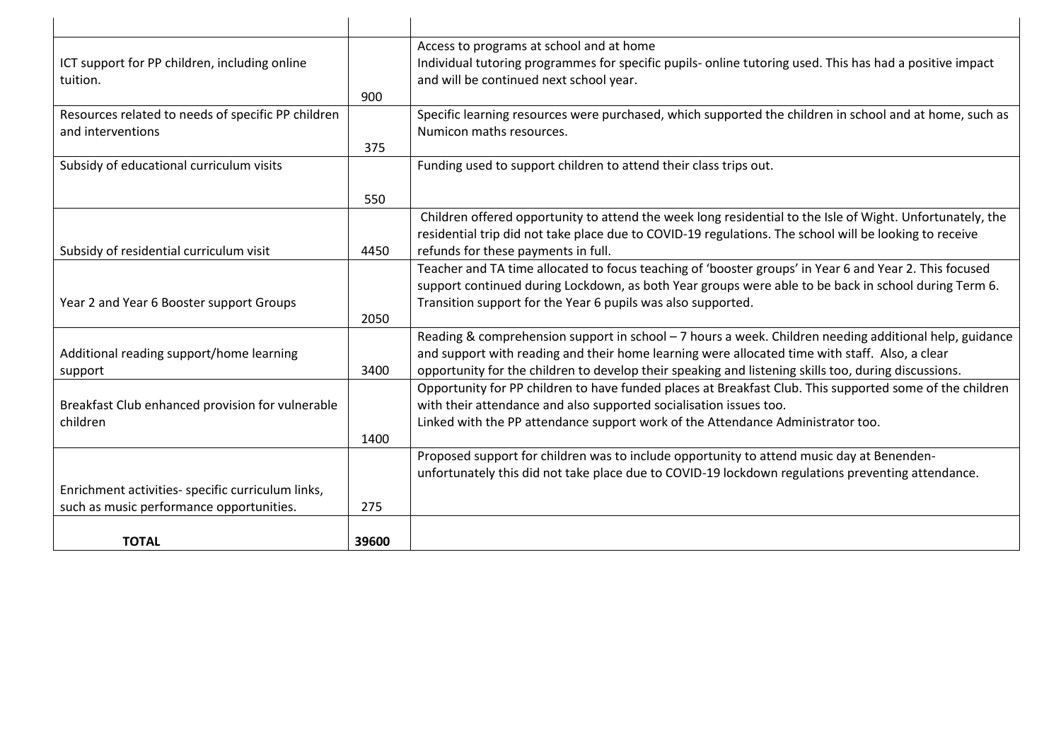| | | |
|---|---|---|
| | | |
| ICT support for PP children, including online tuition. | 900 | Access to programs at school and at home<br>Individual tutoring programmes for specific pupils- online tutoring used. This has had a positive impact and will be continued next school year. |
| Resources related to needs of specific PP children and interventions | 375 | Specific learning resources were purchased, which supported the children in school and at home, such as Numicon maths resources. |
| Subsidy of educational curriculum visits | 550 | Funding used to support children to attend their class trips out. |
| Subsidy of residential curriculum visit | 4450 | Children offered opportunity to attend the week long residential to the Isle of Wight. Unfortunately, the residential trip did not take place due to COVID-19 regulations. The school will be looking to receive refunds for these payments in full. |
| Year 2 and Year 6 Booster support Groups | 2050 | Teacher and TA time allocated to focus teaching of 'booster groups' in Year 6 and Year 2. This focused support continued during Lockdown, as both Year groups were able to be back in school during Term 6. Transition support for the Year 6 pupils was also supported. |
| Additional reading support/home learning support | 3400 | Reading & comprehension support in school – 7 hours a week. Children needing additional help, guidance and support with reading and their home learning were allocated time with staff. Also, a clear opportunity for the children to develop their speaking and listening skills too, during discussions. |
| Breakfast Club enhanced provision for vulnerable children | 1400 | Opportunity for PP children to have funded places at Breakfast Club. This supported some of the children with their attendance and also supported socialisation issues too.<br>Linked with the PP attendance support work of the Attendance Administrator too. |
| Enrichment activities- specific curriculum links, such as music performance opportunities. | 275 | Proposed support for children was to include opportunity to attend music day at Benenden- unfortunately this did not take place due to COVID-19 lockdown regulations preventing attendance. |
| **TOTAL** | **39600** | |